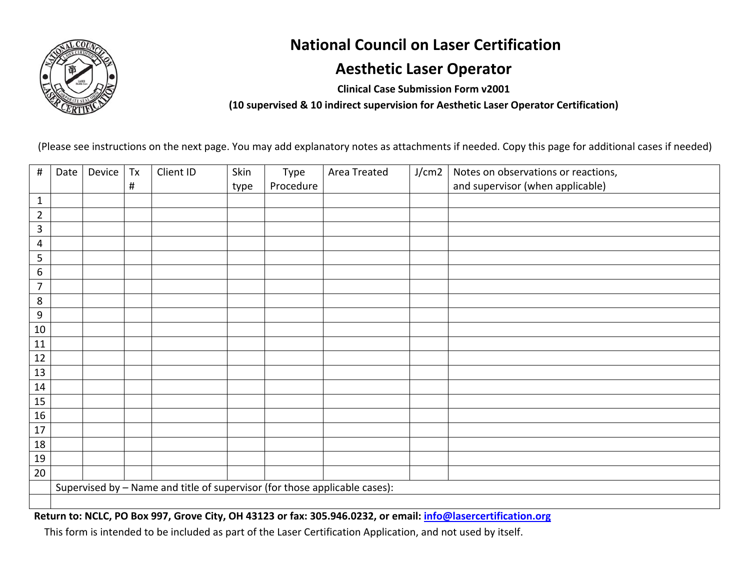# National Council on Laser Certification

## Aesthetic Laser Operator

**Clinical Case Submission Form v2001**

**(10 supervised & 10 indirect supervision for Aesthetic Laser Operator Certification)**

(Please see instructions on the next page. You may add explanatory notes as attachments if needed. Copy this page for additional cases if needed)

| # | Date | Device | Tx # | Client ID | Skin type | Type Procedure | Area Treated | J/cm2 | Notes on observations or reactions, and supervisor (when applicable) |
|---|---|---|---|---|---|---|---|---|---|
| 1 | | | | | | | | | |
| 2 | | | | | | | | | |
| 3 | | | | | | | | | |
| 4 | | | | | | | | | |
| 5 | | | | | | | | | |
| 6 | | | | | | | | | |
| 7 | | | | | | | | | |
| 8 | | | | | | | | | |
| 9 | | | | | | | | | |
| 10 | | | | | | | | | |
| 11 | | | | | | | | | |
| 12 | | | | | | | | | |
| 13 | | | | | | | | | |
| 14 | | | | | | | | | |
| 15 | | | | | | | | | |
| 16 | | | | | | | | | |
| 17 | | | | | | | | | |
| 18 | | | | | | | | | |
| 19 | | | | | | | | | |
| 20 | | | | | | | | | |
| | Supervised by – Name and title of supervisor (for those applicable cases): | | | | | | | | |
| | | | | | | | | | |

**Return to: NCLC, PO Box 997, Grove City, OH 43123 or fax: 305.946.0232, or email: info@lasercertification.org**

This form is intended to be included as part of the Laser Certification Application, and not used by itself.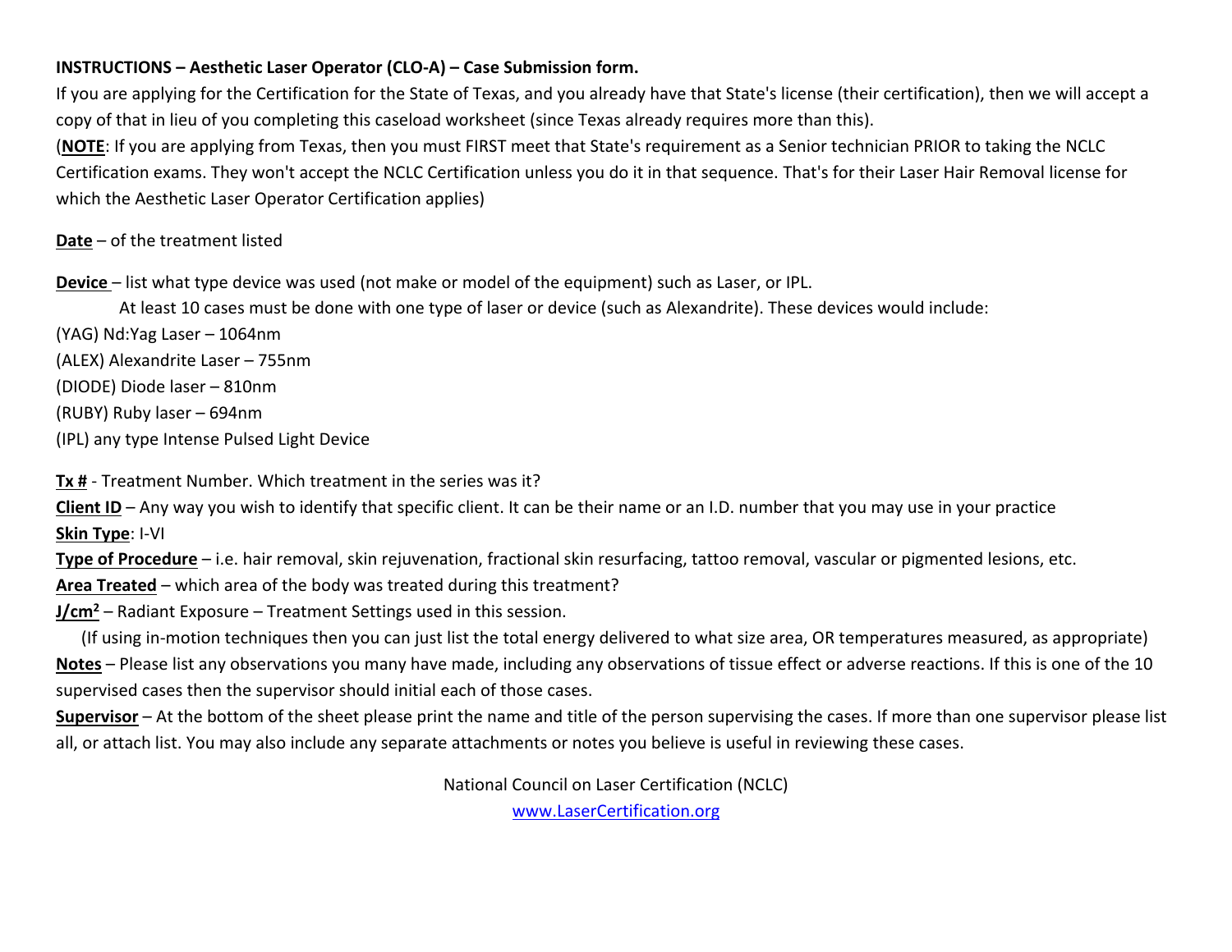**INSTRUCTIONS – Aesthetic Laser Operator (CLO-A) – Case Submission form.**

If you are applying for the Certification for the State of Texas, and you already have that State's license (their certification), then we will accept a copy of that in lieu of you completing this caseload worksheet (since Texas already requires more than this).

(**<u>NOTE</u>**: If you are applying from Texas, then you must FIRST meet that State's requirement as a Senior technician PRIOR to taking the NCLC Certification exams. They won't accept the NCLC Certification unless you do it in that sequence. That's for their Laser Hair Removal license for which the Aesthetic Laser Operator Certification applies)

**<u>Date</u>** – of the treatment listed

**<u>Device</u>** – list what type device was used (not make or model of the equipment) such as Laser, or IPL.

At least 10 cases must be done with one type of laser or device (such as Alexandrite). These devices would include:

(YAG) Nd:Yag Laser – 1064nm
(ALEX) Alexandrite Laser – 755nm
(DIODE) Diode laser – 810nm
(RUBY) Ruby laser – 694nm
(IPL) any type Intense Pulsed Light Device

**<u>Tx #</u>** - Treatment Number. Which treatment in the series was it?
**<u>Client ID</u>** – Any way you wish to identify that specific client. It can be their name or an I.D. number that you may use in your practice
**<u>Skin Type</u>**: I-VI
**<u>Type of Procedure</u>** – i.e. hair removal, skin rejuvenation, fractional skin resurfacing, tattoo removal, vascular or pigmented lesions, etc.
**<u>Area Treated</u>** – which area of the body was treated during this treatment?
**<u>J/cm²</u>** – Radiant Exposure – Treatment Settings used in this session.

(If using in-motion techniques then you can just list the total energy delivered to what size area, OR temperatures measured, as appropriate)

**<u>Notes</u>** – Please list any observations you many have made, including any observations of tissue effect or adverse reactions. If this is one of the 10 supervised cases then the supervisor should initial each of those cases.

**<u>Supervisor</u>** – At the bottom of the sheet please print the name and title of the person supervising the cases. If more than one supervisor please list all, or attach list. You may also include any separate attachments or notes you believe is useful in reviewing these cases.

National Council on Laser Certification (NCLC)
www.LaserCertification.org